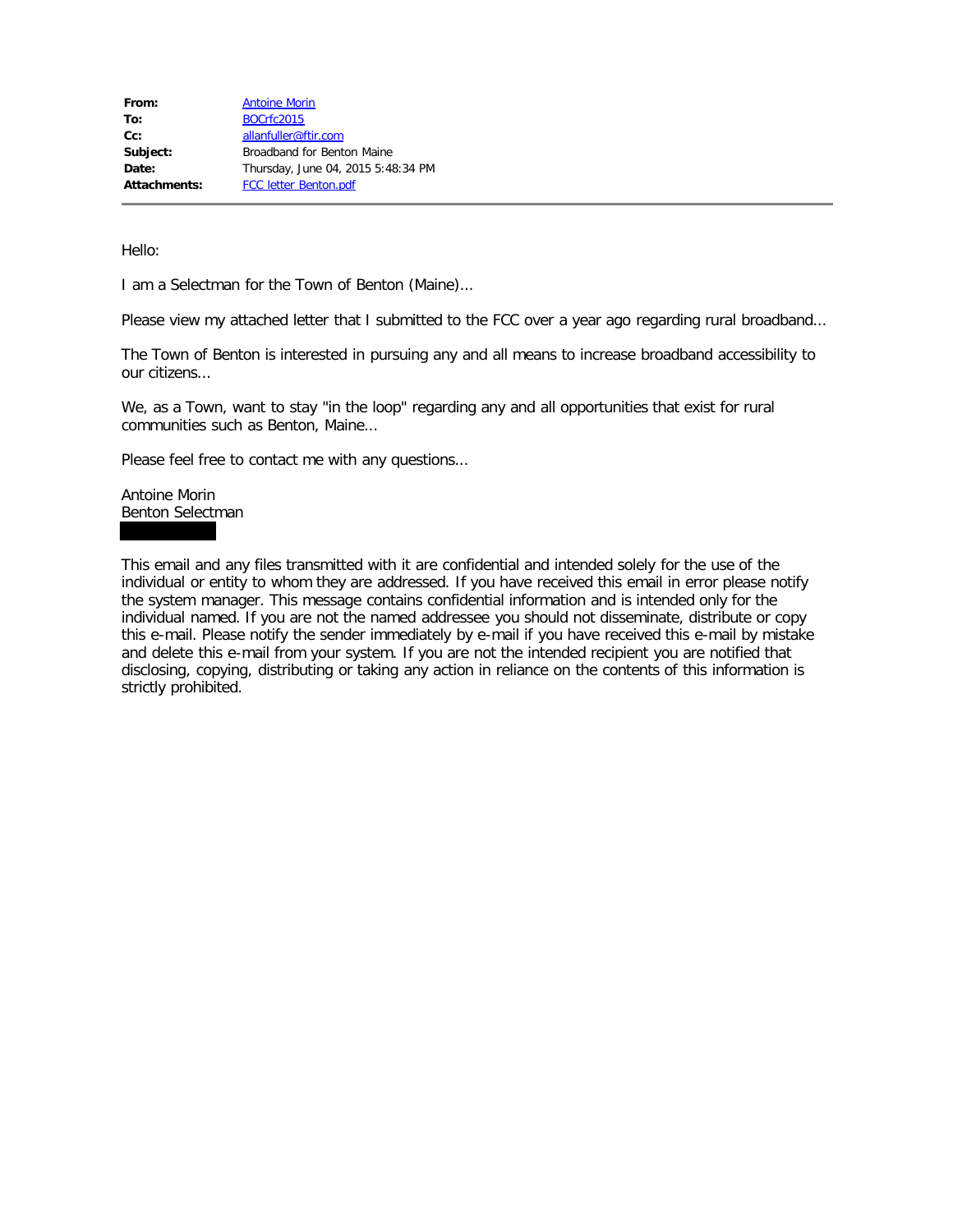| | |
|---|---|
| **From:** | Antoine Morin |
| **To:** | BOCrfc2015 |
| **Cc:** | allanfuller@ftir.com |
| **Subject:** | Broadband for Benton Maine |
| **Date:** | Thursday, June 04, 2015 5:48:34 PM |
| **Attachments:** | FCC letter Benton.pdf |

---

Hello:

I am a Selectman for the Town of Benton (Maine)...

Please view my attached letter that I submitted to the FCC over a year ago regarding rural broadband...

The Town of Benton is interested in pursuing any and all means to increase broadband accessibility to our citizens...

We, as a Town, want to stay "in the loop" regarding any and all opportunities that exist for rural communities such as Benton, Maine...

Please feel free to contact me with any questions...

Antoine Morin
Benton Selectman

This email and any files transmitted with it are confidential and intended solely for the use of the individual or entity to whom they are addressed. If you have received this email in error please notify the system manager. This message contains confidential information and is intended only for the individual named. If you are not the named addressee you should not disseminate, distribute or copy this e-mail. Please notify the sender immediately by e-mail if you have received this e-mail by mistake and delete this e-mail from your system. If you are not the intended recipient you are notified that disclosing, copying, distributing or taking any action in reliance on the contents of this information is strictly prohibited.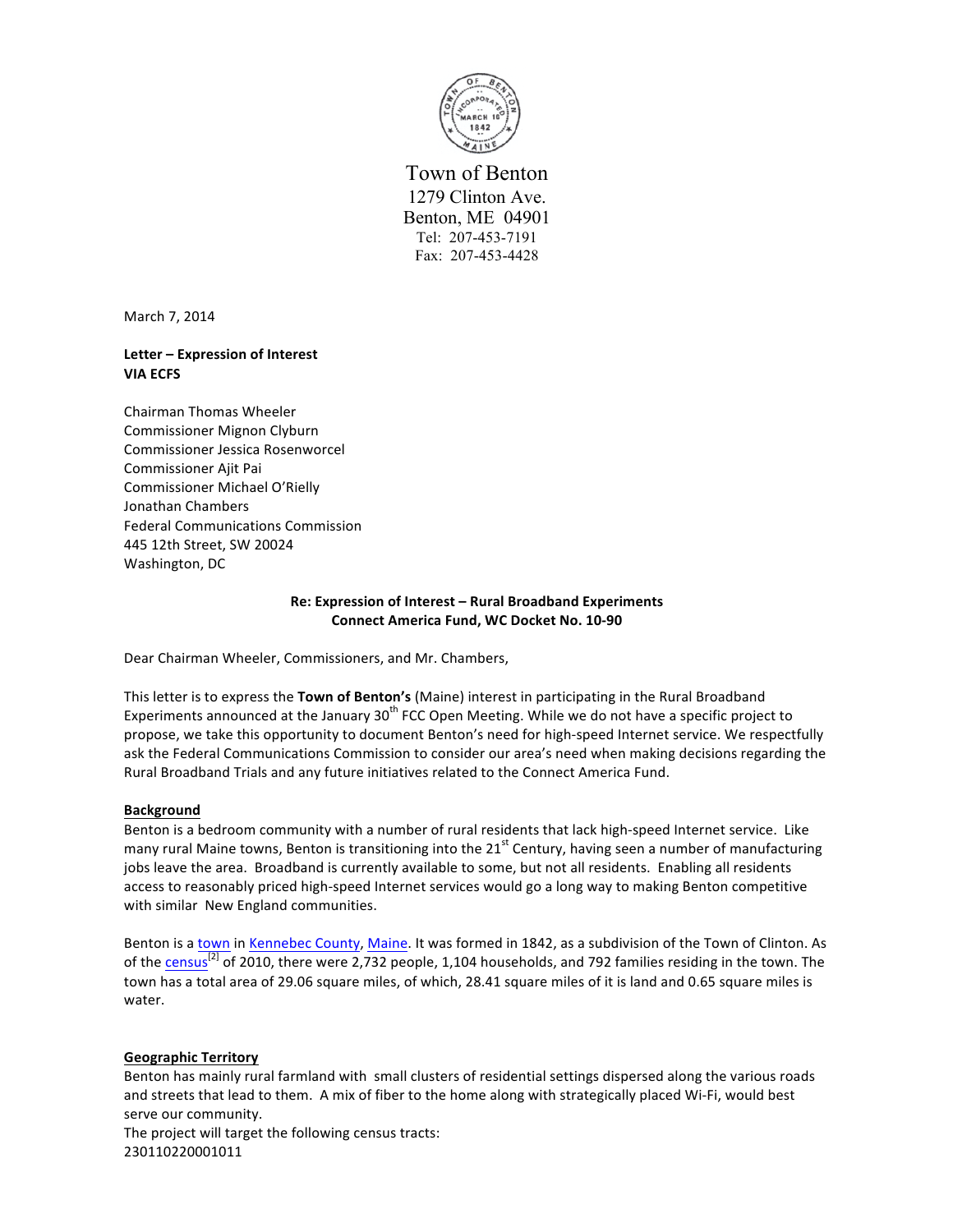Town of Benton
1279 Clinton Ave.
Benton, ME 04901
Tel: 207-453-7191
Fax: 207-453-4428

March 7, 2014

**Letter – Expression of Interest**
**VIA ECFS**

Chairman Thomas Wheeler
Commissioner Mignon Clyburn
Commissioner Jessica Rosenworcel
Commissioner Ajit Pai
Commissioner Michael O'Rielly
Jonathan Chambers
Federal Communications Commission
445 12th Street, SW 20024
Washington, DC

**Re: Expression of Interest – Rural Broadband Experiments**
**Connect America Fund, WC Docket No. 10-90**

Dear Chairman Wheeler, Commissioners, and Mr. Chambers,

This letter is to express the **Town of Benton's** (Maine) interest in participating in the Rural Broadband Experiments announced at the January 30th FCC Open Meeting. While we do not have a specific project to propose, we take this opportunity to document Benton's need for high-speed Internet service. We respectfully ask the Federal Communications Commission to consider our area's need when making decisions regarding the Rural Broadband Trials and any future initiatives related to the Connect America Fund.

**Background**

Benton is a bedroom community with a number of rural residents that lack high-speed Internet service. Like many rural Maine towns, Benton is transitioning into the 21st Century, having seen a number of manufacturing jobs leave the area. Broadband is currently available to some, but not all residents. Enabling all residents access to reasonably priced high-speed Internet services would go a long way to making Benton competitive with similar New England communities.

Benton is a town in Kennebec County, Maine. It was formed in 1842, as a subdivision of the Town of Clinton. As of the census[2] of 2010, there were 2,732 people, 1,104 households, and 792 families residing in the town. The town has a total area of 29.06 square miles, of which, 28.41 square miles of it is land and 0.65 square miles is water.

**Geographic Territory**

Benton has mainly rural farmland with small clusters of residential settings dispersed along the various roads and streets that lead to them. A mix of fiber to the home along with strategically placed Wi-Fi, would best serve our community.
The project will target the following census tracts:
230110220001011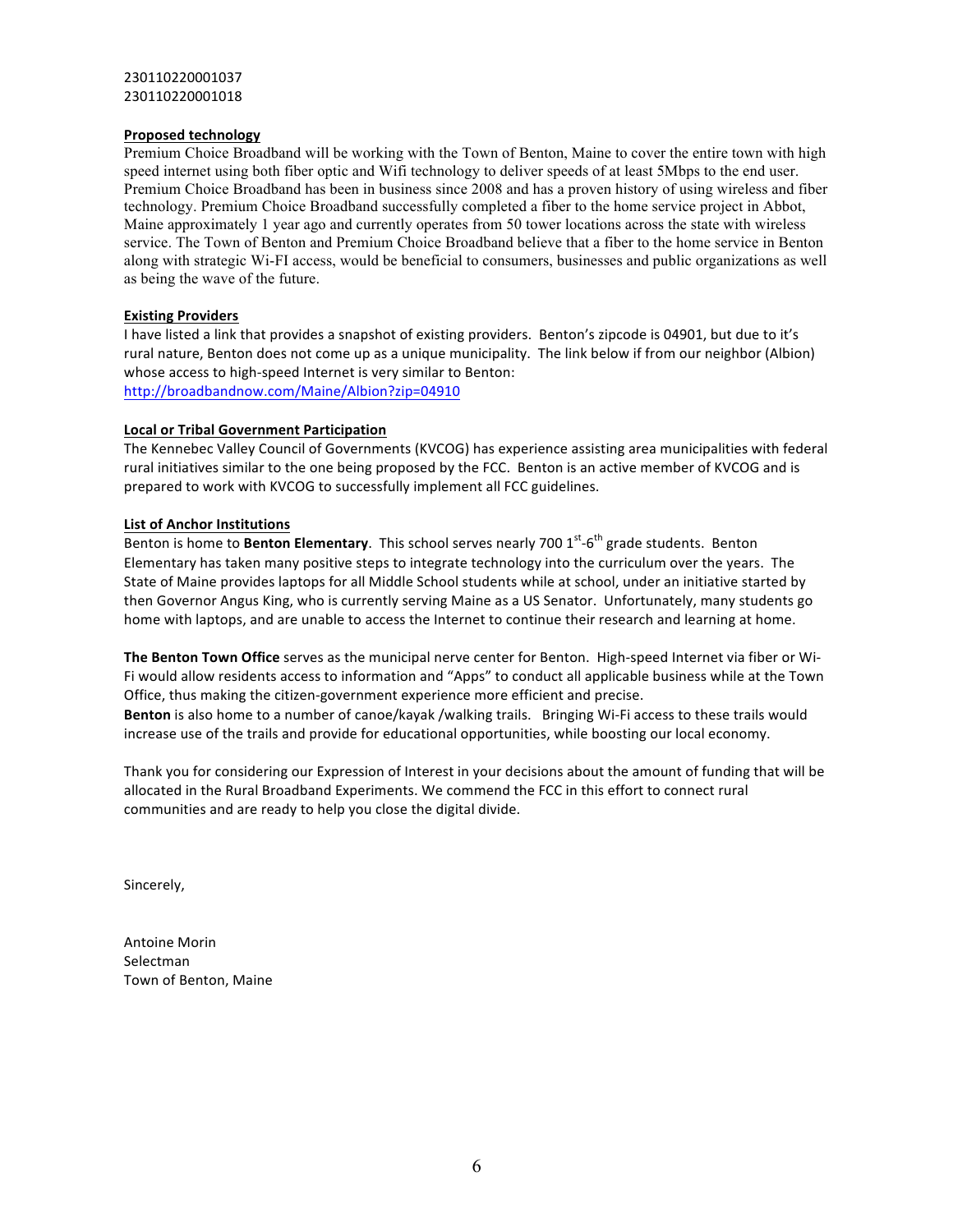230110220001037
230110220001018

**Proposed technology**

Premium Choice Broadband will be working with the Town of Benton, Maine to cover the entire town with high speed internet using both fiber optic and Wifi technology to deliver speeds of at least 5Mbps to the end user. Premium Choice Broadband has been in business since 2008 and has a proven history of using wireless and fiber technology. Premium Choice Broadband successfully completed a fiber to the home service project in Abbot, Maine approximately 1 year ago and currently operates from 50 tower locations across the state with wireless service. The Town of Benton and Premium Choice Broadband believe that a fiber to the home service in Benton along with strategic Wi-FI access, would be beneficial to consumers, businesses and public organizations as well as being the wave of the future.

**Existing Providers**

I have listed a link that provides a snapshot of existing providers. Benton's zipcode is 04901, but due to it's rural nature, Benton does not come up as a unique municipality. The link below if from our neighbor (Albion) whose access to high-speed Internet is very similar to Benton:
http://broadbandnow.com/Maine/Albion?zip=04910

**Local or Tribal Government Participation**

The Kennebec Valley Council of Governments (KVCOG) has experience assisting area municipalities with federal rural initiatives similar to the one being proposed by the FCC. Benton is an active member of KVCOG and is prepared to work with KVCOG to successfully implement all FCC guidelines.

**List of Anchor Institutions**

Benton is home to **Benton Elementary**. This school serves nearly 700 1st-6th grade students. Benton Elementary has taken many positive steps to integrate technology into the curriculum over the years. The State of Maine provides laptops for all Middle School students while at school, under an initiative started by then Governor Angus King, who is currently serving Maine as a US Senator. Unfortunately, many students go home with laptops, and are unable to access the Internet to continue their research and learning at home.

**The Benton Town Office** serves as the municipal nerve center for Benton. High-speed Internet via fiber or Wi-Fi would allow residents access to information and "Apps" to conduct all applicable business while at the Town Office, thus making the citizen-government experience more efficient and precise.
**Benton** is also home to a number of canoe/kayak /walking trails. Bringing Wi-Fi access to these trails would increase use of the trails and provide for educational opportunities, while boosting our local economy.

Thank you for considering our Expression of Interest in your decisions about the amount of funding that will be allocated in the Rural Broadband Experiments. We commend the FCC in this effort to connect rural communities and are ready to help you close the digital divide.

Sincerely,

Antoine Morin
Selectman
Town of Benton, Maine